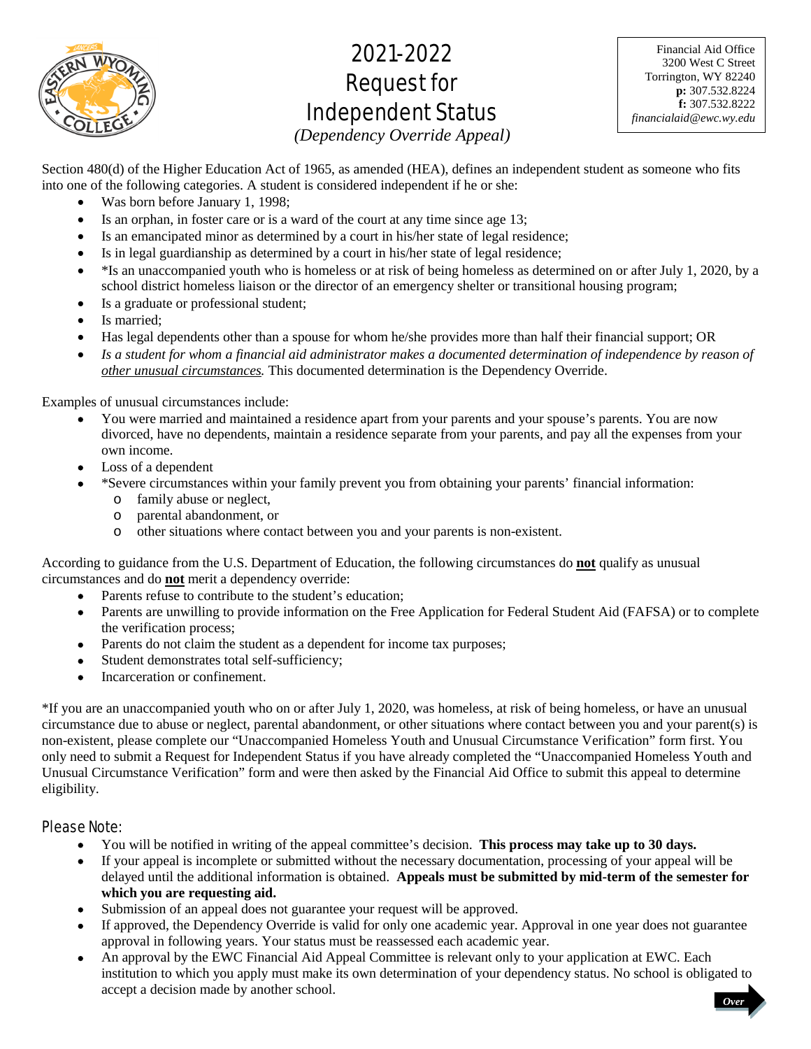# 2021-2022 Request for Independent Status

*(Dependency Override Appeal)*

Financial Aid Office
3200 West C Street
Torrington, WY 82240
**p:** 307.532.8224
**f:** 307.532.8222
*financialaid@ewc.wy.edu*

Section 480(d) of the Higher Education Act of 1965, as amended (HEA), defines an independent student as someone who fits into one of the following categories. A student is considered independent if he or she:

- Was born before January 1, 1998;
- Is an orphan, in foster care or is a ward of the court at any time since age 13;
- Is an emancipated minor as determined by a court in his/her state of legal residence;
- Is in legal guardianship as determined by a court in his/her state of legal residence;
- *Is an unaccompanied youth who is homeless or at risk of being homeless as determined on or after July 1, 2020, by a school district homeless liaison or the director of an emergency shelter or transitional housing program;
- Is a graduate or professional student;
- Is married;
- Has legal dependents other than a spouse for whom he/she provides more than half their financial support; OR
- *Is a student for whom a financial aid administrator makes a documented determination of independence by reason of <u>other unusual circumstances</u>.* This documented determination is the Dependency Override.

Examples of unusual circumstances include:

- You were married and maintained a residence apart from your parents and your spouse's parents. You are now divorced, have no dependents, maintain a residence separate from your parents, and pay all the expenses from your own income.
- Loss of a dependent
- *Severe circumstances within your family prevent you from obtaining your parents' financial information:
  - family abuse or neglect,
  - parental abandonment, or
  - other situations where contact between you and your parents is non-existent.

According to guidance from the U.S. Department of Education, the following circumstances do **<u>not</u>** qualify as unusual circumstances and do **<u>not</u>** merit a dependency override:

- Parents refuse to contribute to the student's education;
- Parents are unwilling to provide information on the Free Application for Federal Student Aid (FAFSA) or to complete the verification process;
- Parents do not claim the student as a dependent for income tax purposes;
- Student demonstrates total self-sufficiency;
- Incarceration or confinement.

*If you are an unaccompanied youth who on or after July 1, 2020, was homeless, at risk of being homeless, or have an unusual circumstance due to abuse or neglect, parental abandonment, or other situations where contact between you and your parent(s) is non-existent, please complete our "Unaccompanied Homeless Youth and Unusual Circumstance Verification" form first. You only need to submit a Request for Independent Status if you have already completed the "Unaccompanied Homeless Youth and Unusual Circumstance Verification" form and were then asked by the Financial Aid Office to submit this appeal to determine eligibility.

## Please Note:

- You will be notified in writing of the appeal committee's decision. **This process may take up to 30 days.**
- If your appeal is incomplete or submitted without the necessary documentation, processing of your appeal will be delayed until the additional information is obtained. **Appeals must be submitted by mid-term of the semester for which you are requesting aid.**
- Submission of an appeal does not guarantee your request will be approved.
- If approved, the Dependency Override is valid for only one academic year. Approval in one year does not guarantee approval in following years. Your status must be reassessed each academic year.
- An approval by the EWC Financial Aid Appeal Committee is relevant only to your application at EWC. Each institution to which you apply must make its own determination of your dependency status. No school is obligated to accept a decision made by another school.

*Over*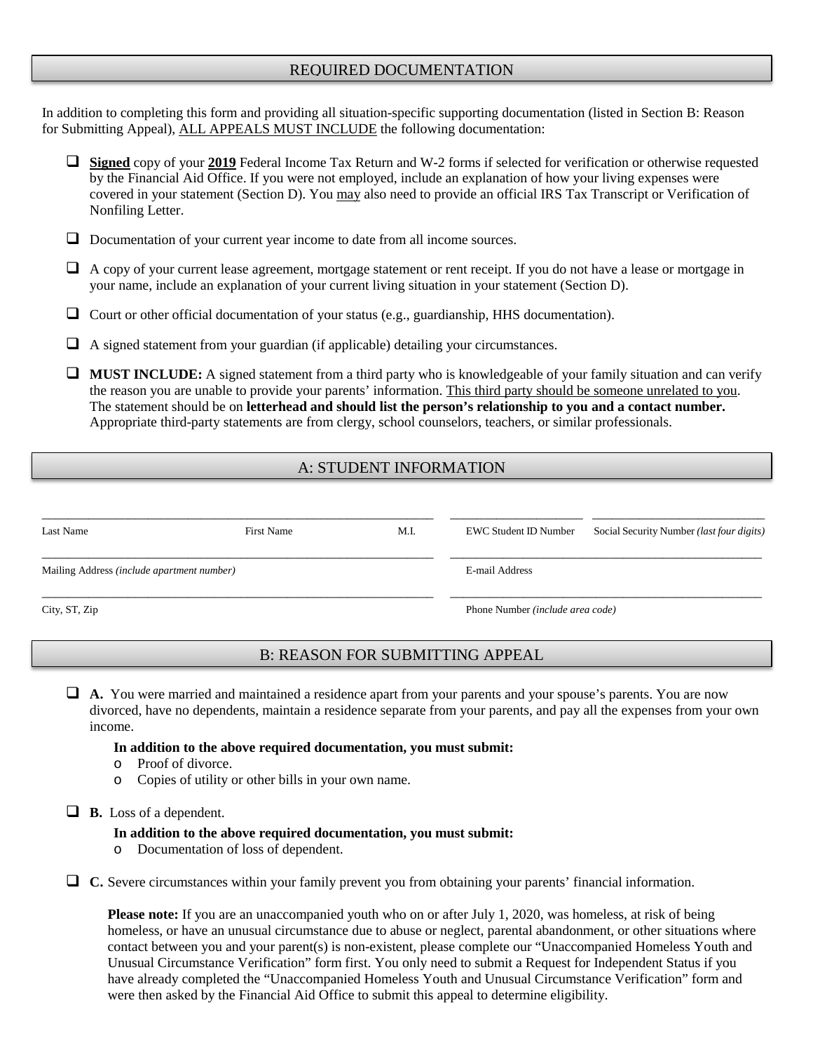## REQUIRED DOCUMENTATION

In addition to completing this form and providing all situation-specific supporting documentation (listed in Section B: Reason for Submitting Appeal), ALL APPEALS MUST INCLUDE the following documentation:

- ☐ **Signed** copy of your **2019** Federal Income Tax Return and W-2 forms if selected for verification or otherwise requested by the Financial Aid Office. If you were not employed, include an explanation of how your living expenses were covered in your statement (Section D). You may also need to provide an official IRS Tax Transcript or Verification of Nonfiling Letter.
- ☐ Documentation of your current year income to date from all income sources.
- ☐ A copy of your current lease agreement, mortgage statement or rent receipt. If you do not have a lease or mortgage in your name, include an explanation of your current living situation in your statement (Section D).
- ☐ Court or other official documentation of your status (e.g., guardianship, HHS documentation).
- ☐ A signed statement from your guardian (if applicable) detailing your circumstances.
- ☐ **MUST INCLUDE:** A signed statement from a third party who is knowledgeable of your family situation and can verify the reason you are unable to provide your parents' information. This third party should be someone unrelated to you. The statement should be on **letterhead and should list the person's relationship to you and a contact number.** Appropriate third-party statements are from clergy, school counselors, teachers, or similar professionals.

## A: STUDENT INFORMATION

| Last Name | First Name | M.I. | EWC Student ID Number | Social Security Number *(last four digits)* |
|---|---|---|---|---|
| | | | | |

| Mailing Address *(include apartment number)* | E-mail Address |
|---|---|
| | |

| City, ST, Zip | Phone Number *(include area code)* |
|---|---|
| | |

## B: REASON FOR SUBMITTING APPEAL

☐ **A.** You were married and maintained a residence apart from your parents and your spouse's parents. You are now divorced, have no dependents, maintain a residence separate from your parents, and pay all the expenses from your own income.

**In addition to the above required documentation, you must submit:**

- Proof of divorce.
- Copies of utility or other bills in your own name.

☐ **B.** Loss of a dependent.

**In addition to the above required documentation, you must submit:**

- Documentation of loss of dependent.

☐ **C.** Severe circumstances within your family prevent you from obtaining your parents' financial information.

**Please note:** If you are an unaccompanied youth who on or after July 1, 2020, was homeless, at risk of being homeless, or have an unusual circumstance due to abuse or neglect, parental abandonment, or other situations where contact between you and your parent(s) is non-existent, please complete our "Unaccompanied Homeless Youth and Unusual Circumstance Verification" form first. You only need to submit a Request for Independent Status if you have already completed the "Unaccompanied Homeless Youth and Unusual Circumstance Verification" form and were then asked by the Financial Aid Office to submit this appeal to determine eligibility.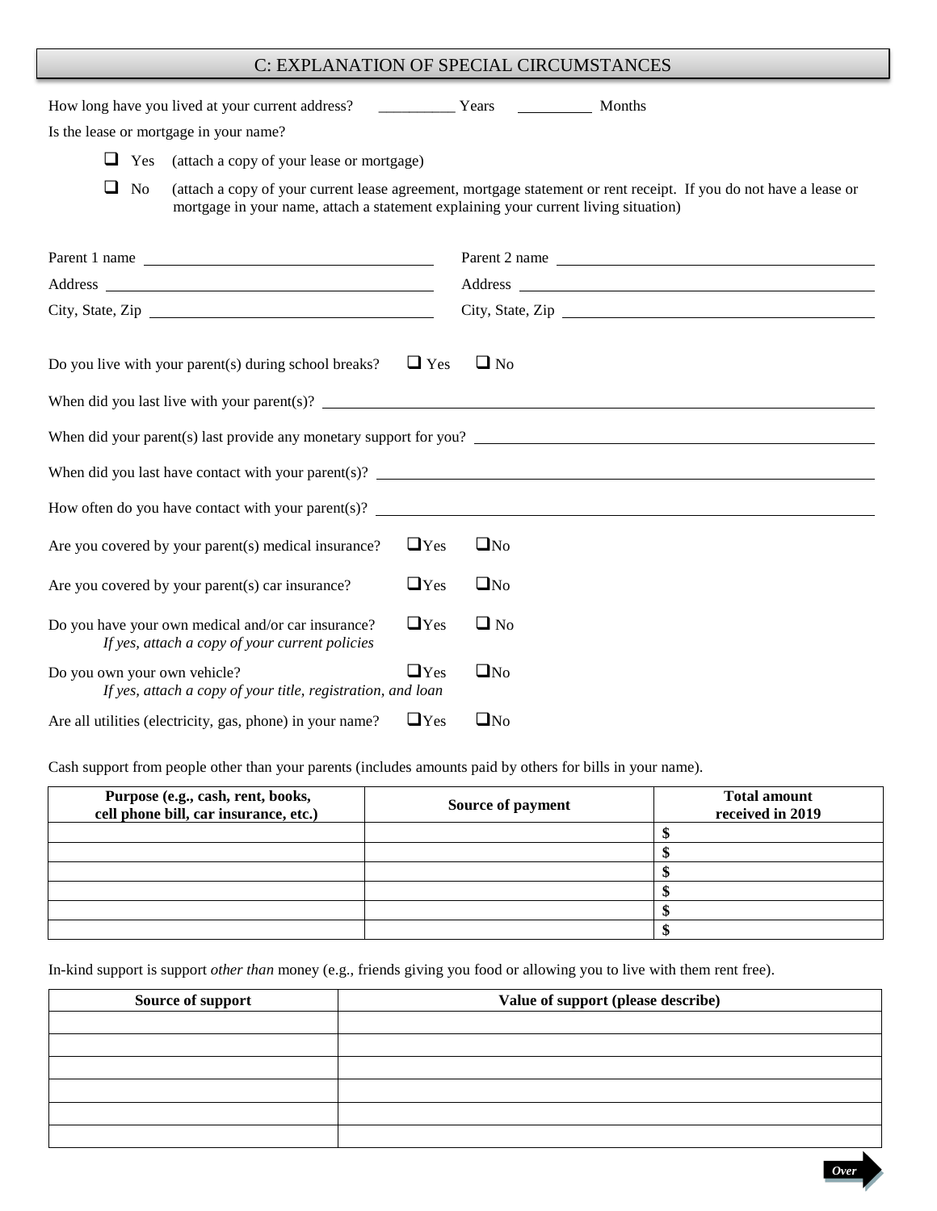## C: EXPLANATION OF SPECIAL CIRCUMSTANCES

How long have you lived at your current address? __________ Years __________ Months

Is the lease or mortgage in your name?

- ❑ Yes (attach a copy of your lease or mortgage)
- ❑ No (attach a copy of your current lease agreement, mortgage statement or rent receipt. If you do not have a lease or mortgage in your name, attach a statement explaining your current living situation)

Parent 1 name ______________________________

Address ______________________________

City, State, Zip ______________________________

Parent 2 name ______________________________

Address ______________________________

City, State, Zip ______________________________

Do you live with your parent(s) during school breaks? ❑ Yes ❑ No

When did you last live with your parent(s)? ______________________________

When did your parent(s) last provide any monetary support for you? ______________________________

When did you last have contact with your parent(s)? ______________________________

How often do you have contact with your parent(s)? ______________________________

Are you covered by your parent(s) medical insurance? ❑Yes ❑No

Are you covered by your parent(s) car insurance? ❑Yes ❑No

Do you have your own medical and/or car insurance? ❑Yes ❑ No
*If yes, attach a copy of your current policies*

Do you own your own vehicle? ❑Yes ❑No
*If yes, attach a copy of your title, registration, and loan*

Are all utilities (electricity, gas, phone) in your name? ❑Yes ❑No

Cash support from people other than your parents (includes amounts paid by others for bills in your name).

| Purpose (e.g., cash, rent, books, cell phone bill, car insurance, etc.) | Source of payment | Total amount received in 2019 |
|---|---|---|
| | | $ |
| | | $ |
| | | $ |
| | | $ |
| | | $ |
| | | $ |

In-kind support is support *other than* money (e.g., friends giving you food or allowing you to live with them rent free).

| Source of support | Value of support (please describe) |
|---|---|
| | |
| | |
| | |
| | |
| | |
| | |

*Over*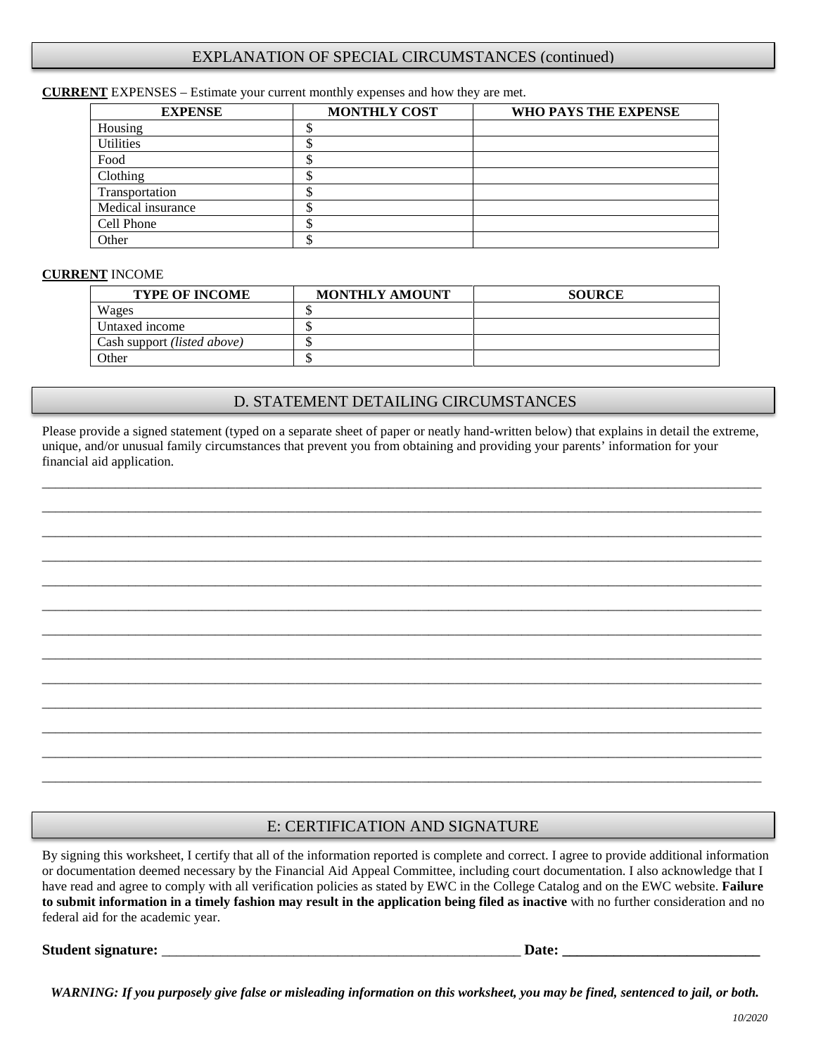## EXPLANATION OF SPECIAL CIRCUMSTANCES (continued)

**CURRENT** EXPENSES – Estimate your current monthly expenses and how they are met.

| EXPENSE | MONTHLY COST | WHO PAYS THE EXPENSE |
|---|---|---|
| Housing | $ | |
| Utilities | $ | |
| Food | $ | |
| Clothing | $ | |
| Transportation | $ | |
| Medical insurance | $ | |
| Cell Phone | $ | |
| Other | $ | |

**CURRENT** INCOME

| TYPE OF INCOME | MONTHLY AMOUNT | SOURCE |
|---|---|---|
| Wages | $ | |
| Untaxed income | $ | |
| Cash support *(listed above)* | $ | |
| Other | $ | |

## D. STATEMENT DETAILING CIRCUMSTANCES

Please provide a signed statement (typed on a separate sheet of paper or neatly hand-written below) that explains in detail the extreme, unique, and/or unusual family circumstances that prevent you from obtaining and providing your parents' information for your financial aid application.

_______________________________________________________________________________________________

_______________________________________________________________________________________________

_______________________________________________________________________________________________

_______________________________________________________________________________________________

_______________________________________________________________________________________________

_______________________________________________________________________________________________

_______________________________________________________________________________________________

_______________________________________________________________________________________________

_______________________________________________________________________________________________

_______________________________________________________________________________________________

_______________________________________________________________________________________________

_______________________________________________________________________________________________

_______________________________________________________________________________________________

## E: CERTIFICATION AND SIGNATURE

By signing this worksheet, I certify that all of the information reported is complete and correct. I agree to provide additional information or documentation deemed necessary by the Financial Aid Appeal Committee, including court documentation. I also acknowledge that I have read and agree to comply with all verification policies as stated by EWC in the College Catalog and on the EWC website. **Failure to submit information in a timely fashion may result in the application being filed as inactive** with no further consideration and no federal aid for the academic year.

**Student signature:** ___________________________________________________ **Date:** ___________________________

***WARNING: If you purposely give false or misleading information on this worksheet, you may be fined, sentenced to jail, or both.***

*10/2020*